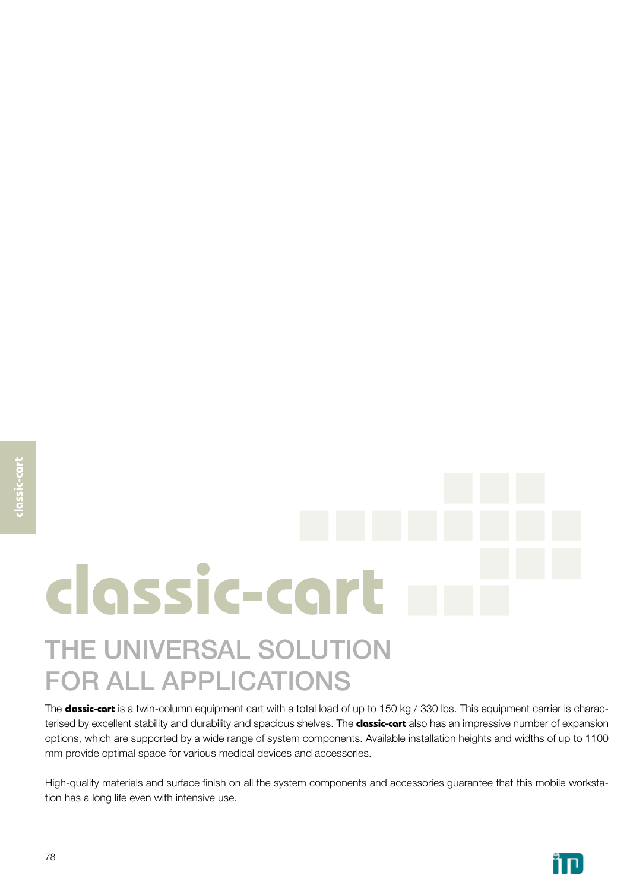# classic-cart

## THE UNIVERSAL SOLUTION FOR ALL APPLICATIONS

The **classic-cart** is a twin-column equipment cart with a total load of up to 150 kg / 330 lbs. This equipment carrier is characterised by excellent stability and durability and spacious shelves. The **classic-cart** also has an impressive number of expansion options, which are supported by a wide range of system components. Available installation heights and widths of up to 1100 mm provide optimal space for various medical devices and accessories.

High-quality materials and surface finish on all the system components and accessories guarantee that this mobile workstation has a long life even with intensive use.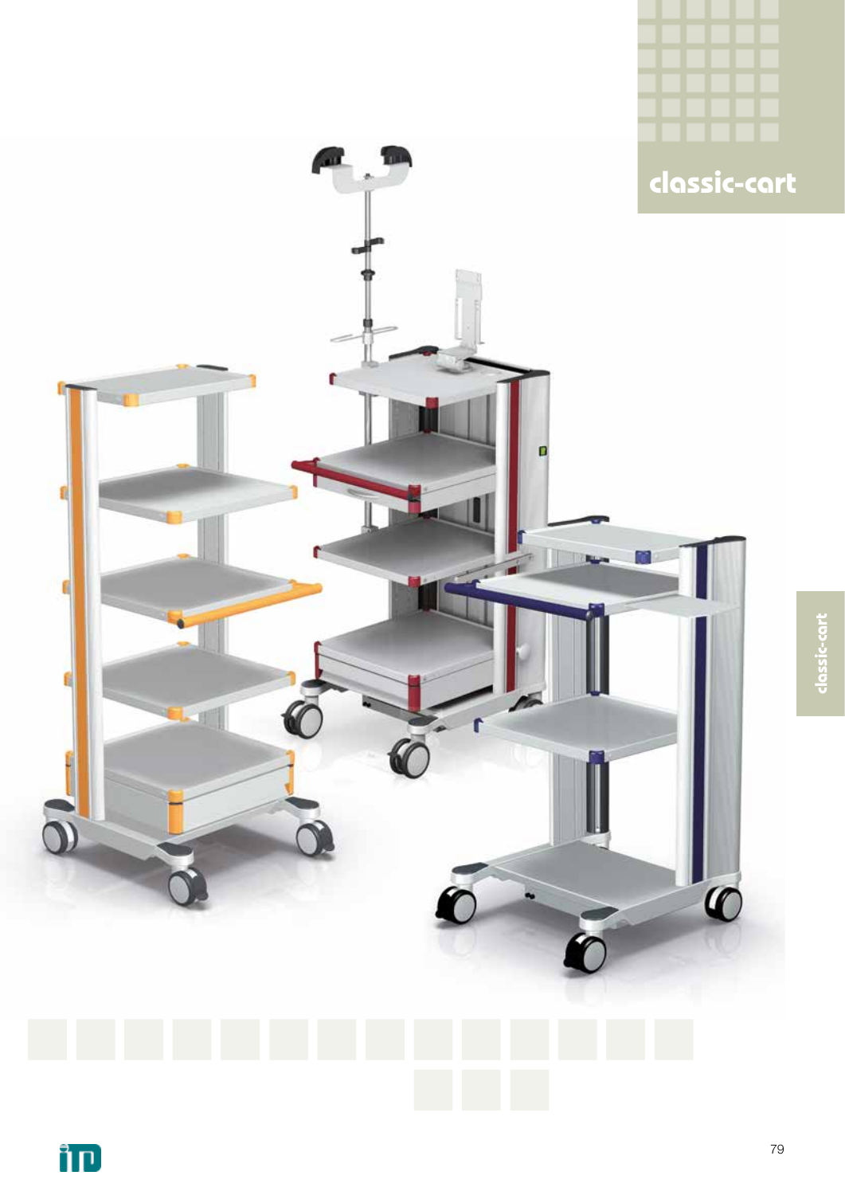# classic-cart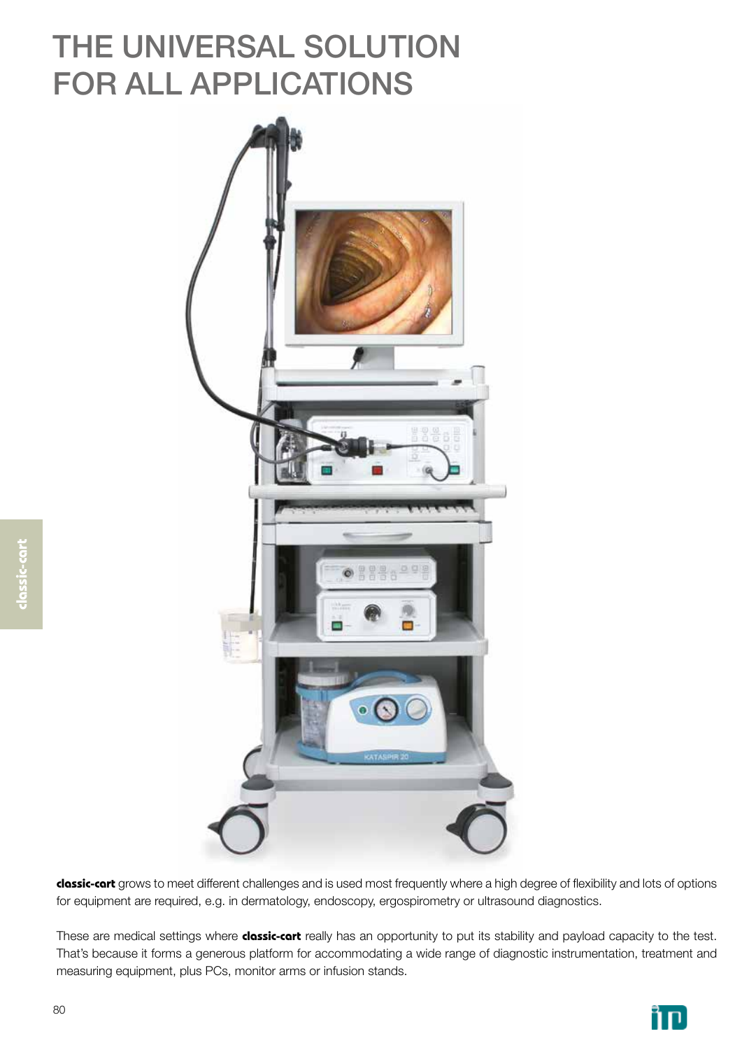# THE UNIVERSAL SOLUTION FOR ALL APPLICATIONS

**classic-cart** grows to meet different challenges and is used most frequently where a high degree of flexibility and lots of options for equipment are required, e.g. in dermatology, endoscopy, ergospirometry or ultrasound diagnostics.

These are medical settings where **classic-cart** really has an opportunity to put its stability and payload capacity to the test. That's because it forms a generous platform for accommodating a wide range of diagnostic instrumentation, treatment and measuring equipment, plus PCs, monitor arms or infusion stands.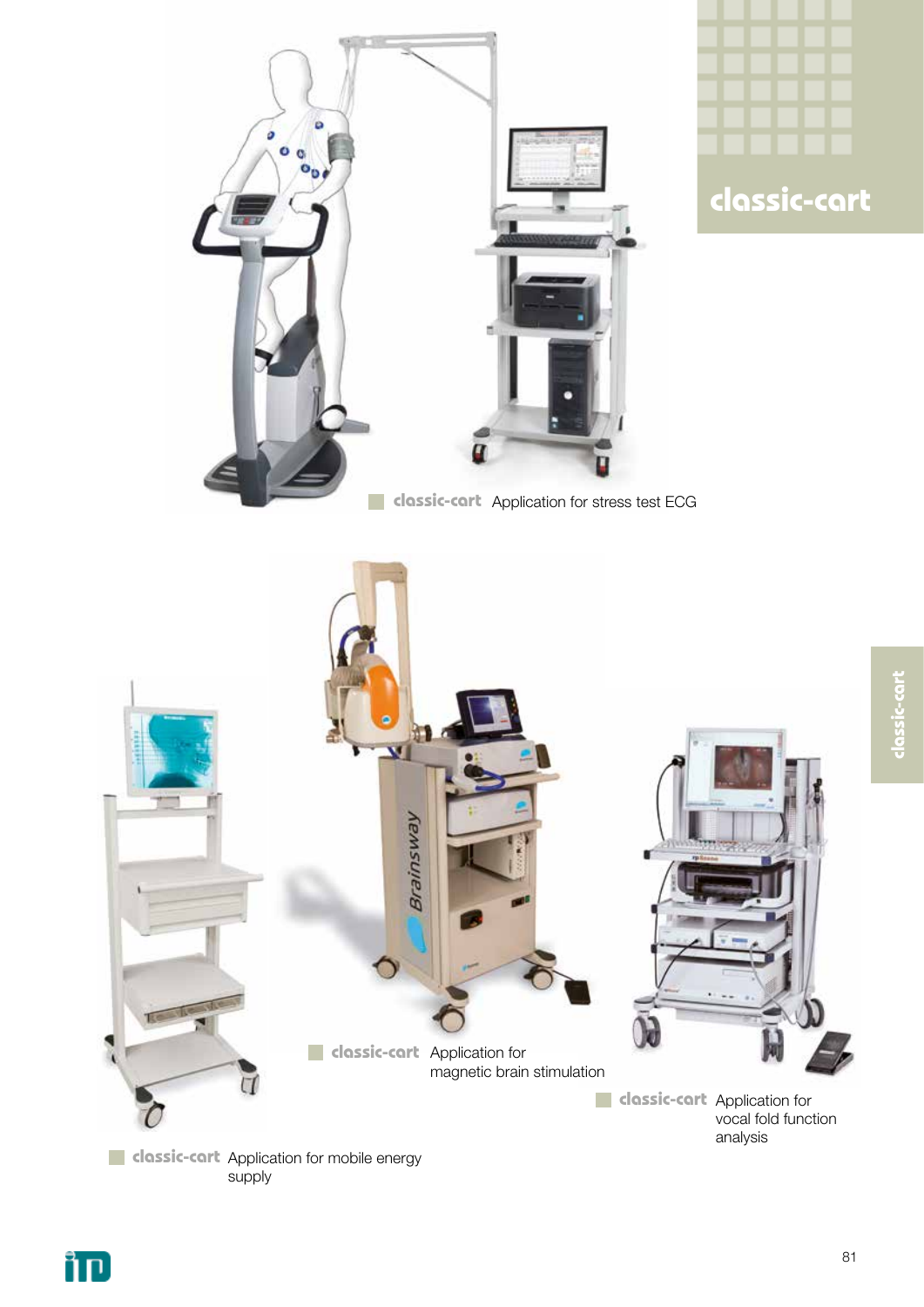# classic-cart

**classic-cart** Application for stress test ECG

**classic-cart** Application for magnetic brain stimulation

**classic-cart** Application for vocal fold function analysis

**classic-cart** Application for mobile energy supply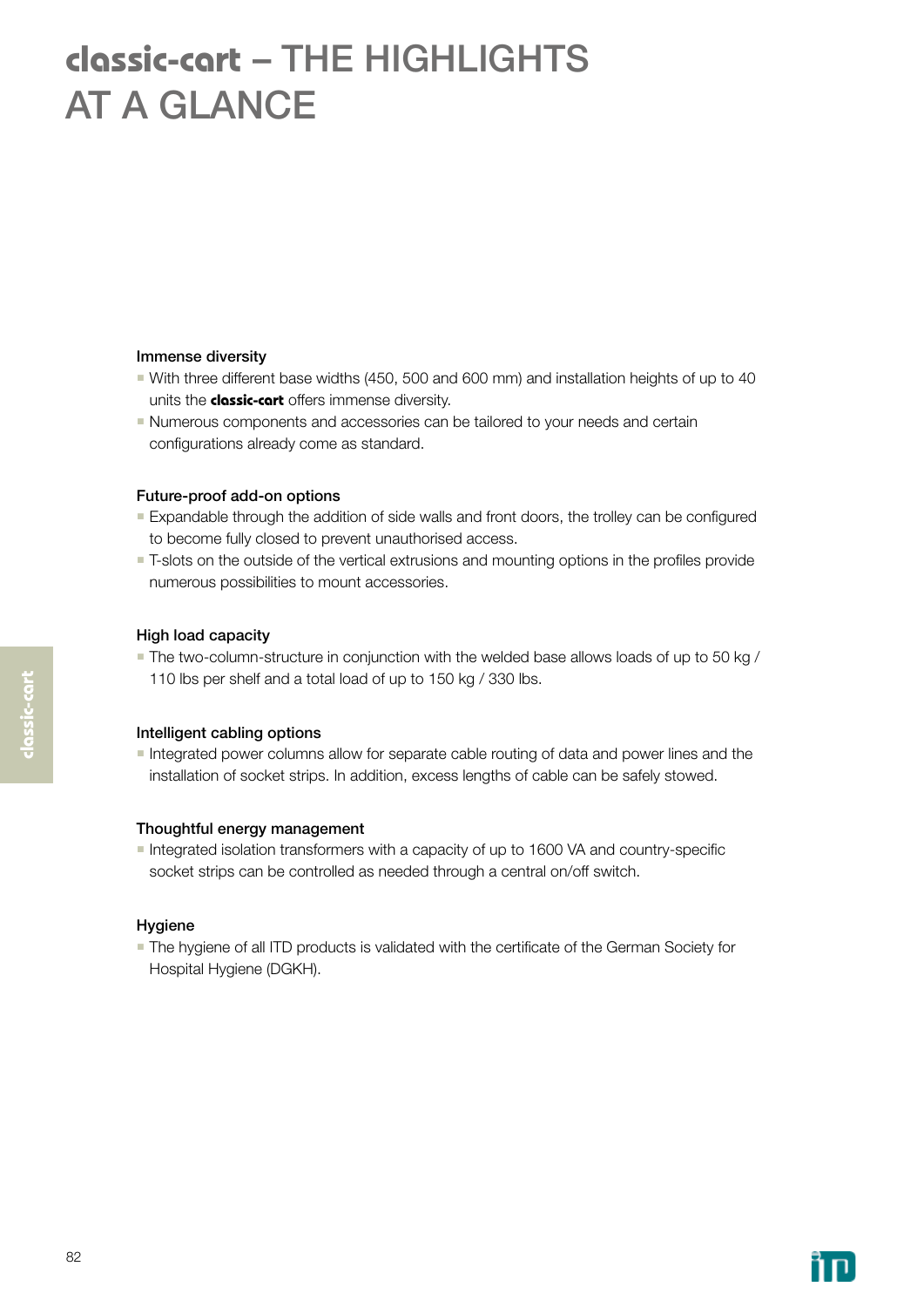# **classic-cart** – THE HIGHLIGHTS AT A GLANCE

### Immense diversity

- With three different base widths (450, 500 and 600 mm) and installation heights of up to 40 units the **classic-cart** offers immense diversity.
- Numerous components and accessories can be tailored to your needs and certain configurations already come as standard.

### Future-proof add-on options

- Expandable through the addition of side walls and front doors, the trolley can be configured to become fully closed to prevent unauthorised access.
- T-slots on the outside of the vertical extrusions and mounting options in the profiles provide numerous possibilities to mount accessories.

### High load capacity

- The two-column-structure in conjunction with the welded base allows loads of up to 50 kg / 110 lbs per shelf and a total load of up to 150 kg / 330 lbs.

### Intelligent cabling options

- Integrated power columns allow for separate cable routing of data and power lines and the installation of socket strips. In addition, excess lengths of cable can be safely stowed.

### Thoughtful energy management

- Integrated isolation transformers with a capacity of up to 1600 VA and country-specific socket strips can be controlled as needed through a central on/off switch.

### Hygiene

- The hygiene of all ITD products is validated with the certificate of the German Society for Hospital Hygiene (DGKH).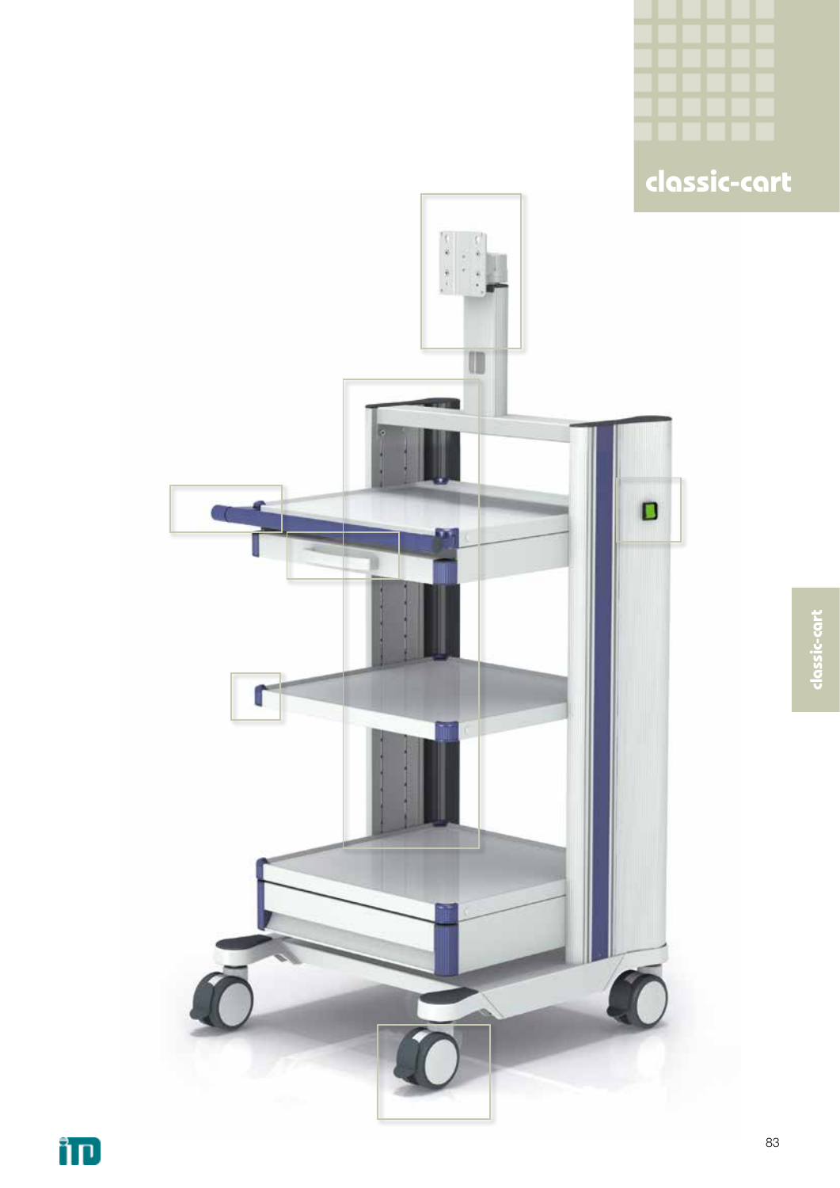# classic-cart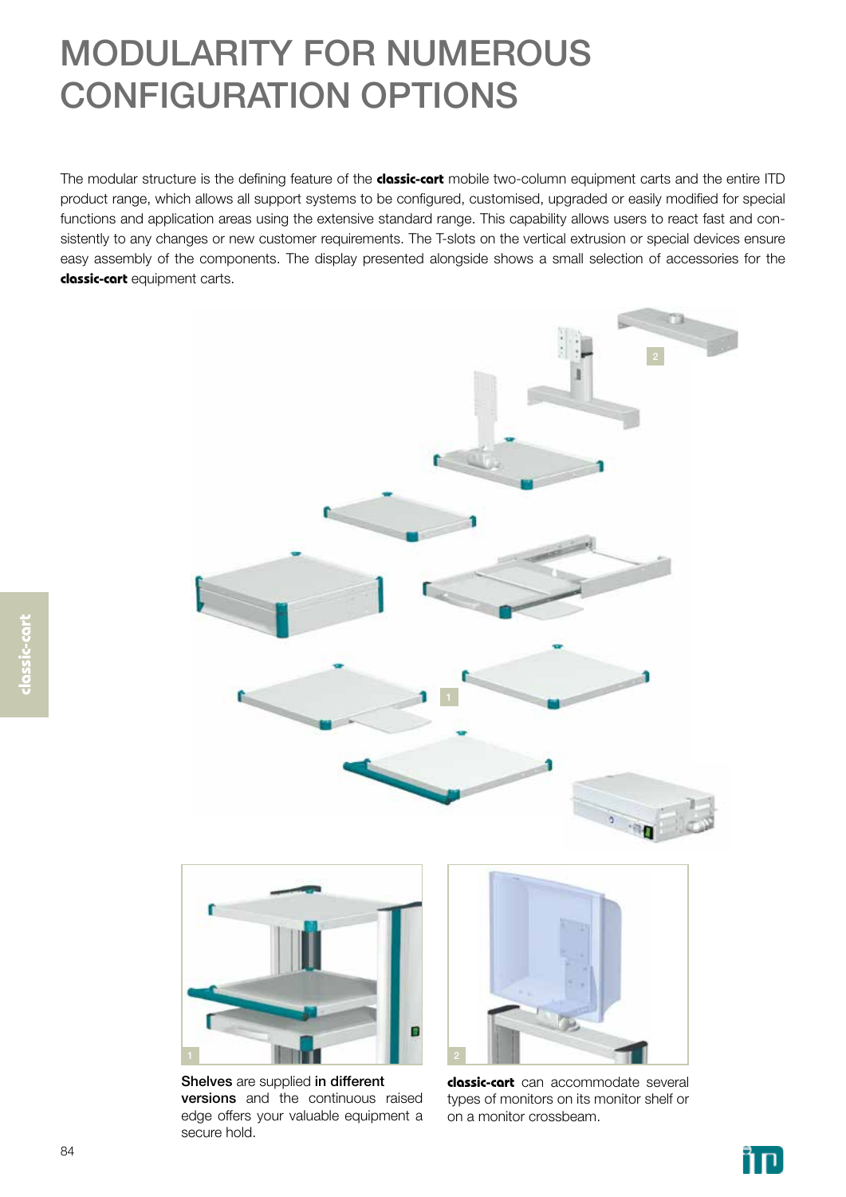# MODULARITY FOR NUMEROUS CONFIGURATION OPTIONS

The modular structure is the defining feature of the **classic-cart** mobile two-column equipment carts and the entire ITD product range, which allows all support systems to be configured, customised, upgraded or easily modified for special functions and application areas using the extensive standard range. This capability allows users to react fast and consistently to any changes or new customer requirements. The T-slots on the vertical extrusion or special devices ensure easy assembly of the components. The display presented alongside shows a small selection of accessories for the **classic-cart** equipment carts.

**Shelves** are supplied **in different versions** and the continuous raised edge offers your valuable equipment a secure hold.

**classic-cart** can accommodate several types of monitors on its monitor shelf or on a monitor crossbeam.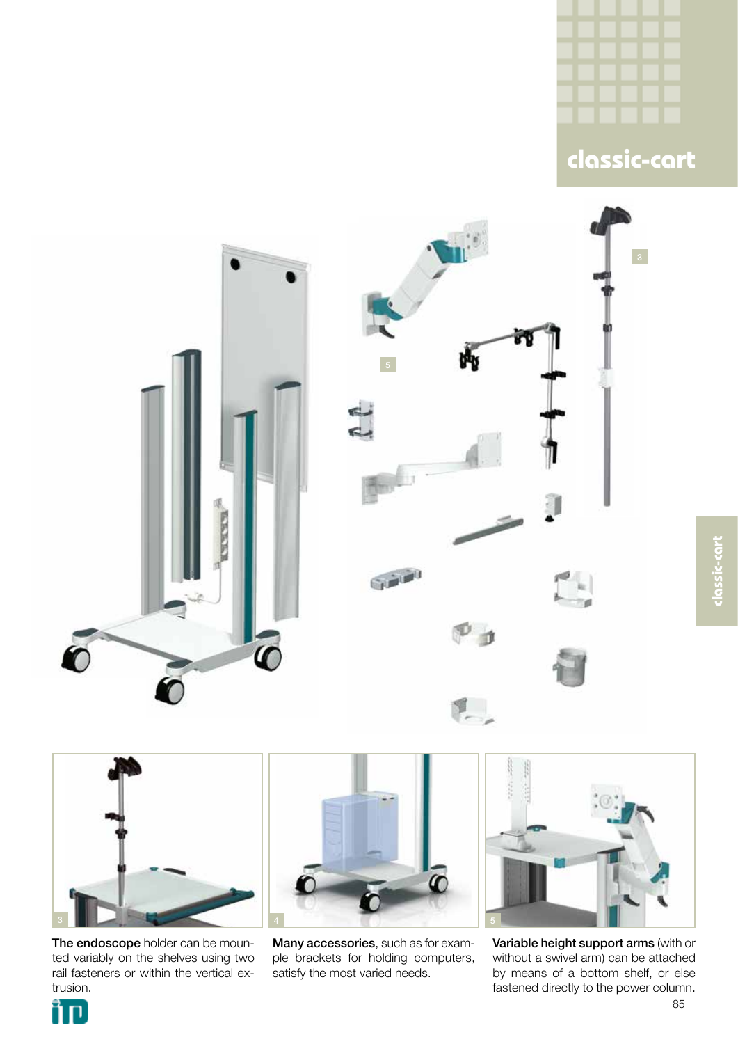# classic-cart

3

The endoscope holder can be mounted variably on the shelves using two rail fasteners or within the vertical extrusion.

4

**Many accessories**, such as for example brackets for holding computers, satisfy the most varied needs.

5

**Variable height support arms** (with or without a swivel arm) can be attached by means of a bottom shelf, or else fastened directly to the power column.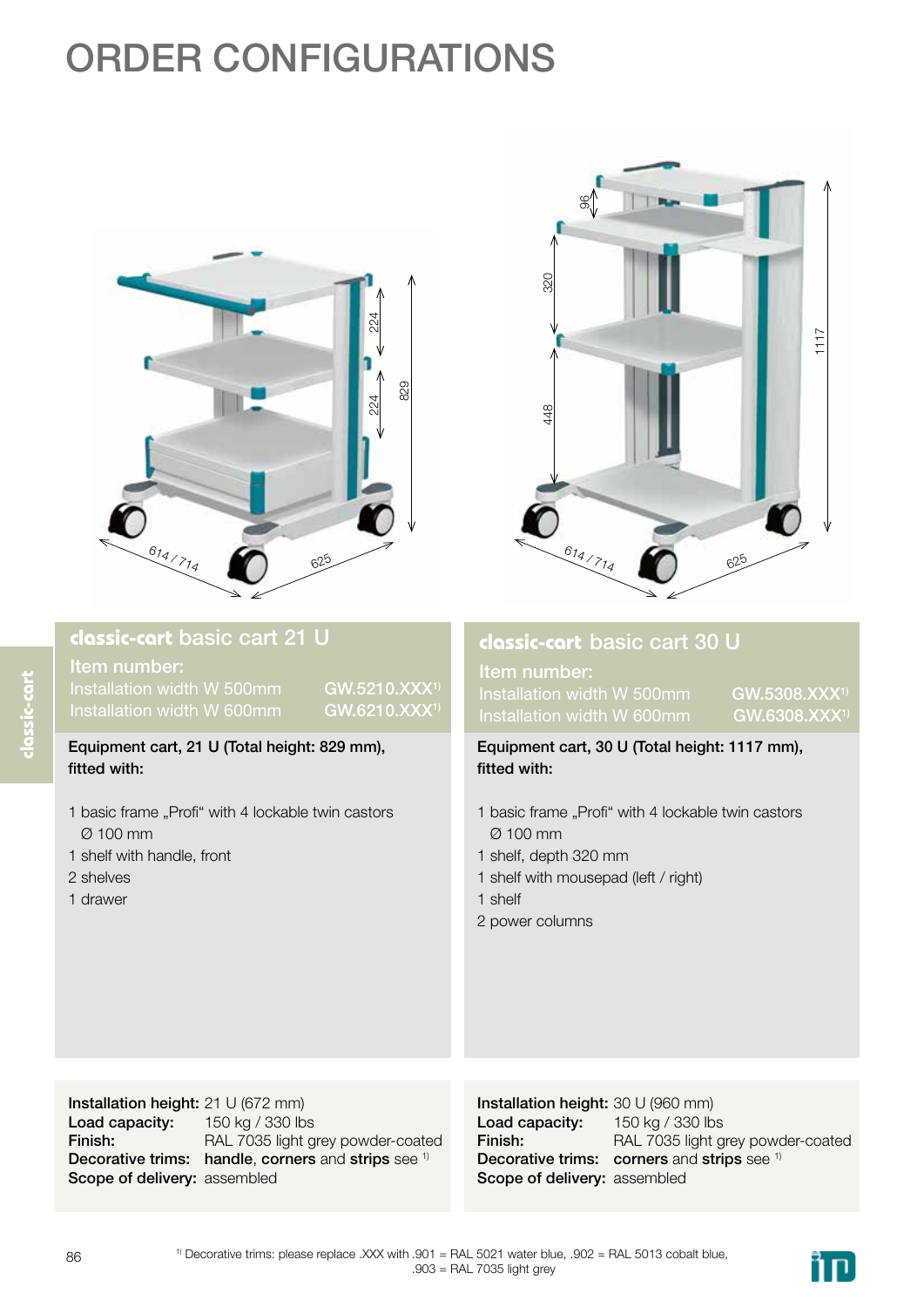# ORDER CONFIGURATIONS

## classic-cart basic cart 21 U

**Item number:**

| | |
|---|---|
| Installation width W 500mm | GW.5210.XXX[1] |
| Installation width W 600mm | GW.6210.XXX[1] |

**Equipment cart, 21 U (Total height: 829 mm), fitted with:**

1 basic frame „Profi“ with 4 lockable twin castors Ø 100 mm
1 shelf with handle, front
2 shelves
1 drawer

**Installation height:** 21 U (672 mm)
**Load capacity:** 150 kg / 330 lbs
**Finish:** RAL 7035 light grey powder-coated
**Decorative trims:** **handle**, **corners** and **strips** see [1]
**Scope of delivery:** assembled

## classic-cart basic cart 30 U

**Item number:**

| | |
|---|---|
| Installation width W 500mm | GW.5308.XXX[1] |
| Installation width W 600mm | GW.6308.XXX[1] |

**Equipment cart, 30 U (Total height: 1117 mm), fitted with:**

1 basic frame „Profi“ with 4 lockable twin castors Ø 100 mm
1 shelf, depth 320 mm
1 shelf with mousepad (left / right)
1 shelf
2 power columns

**Installation height:** 30 U (960 mm)
**Load capacity:** 150 kg / 330 lbs
**Finish:** RAL 7035 light grey powder-coated
**Decorative trims:** **corners** and **strips** see [1]
**Scope of delivery:** assembled

[1] Decorative trims: please replace .XXX with .901 = RAL 5021 water blue, .902 = RAL 5013 cobalt blue, .903 = RAL 7035 light grey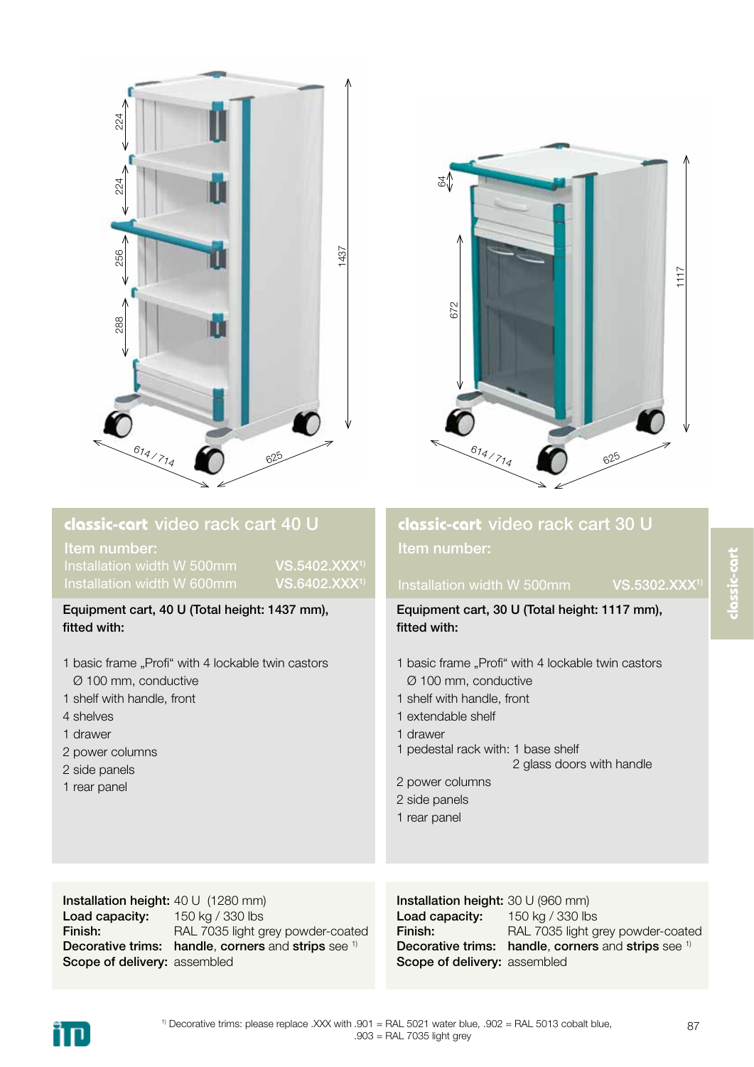## classic-cart video rack cart 40 U

**Item number:**

| | |
|---|---|
| Installation width W 500mm | VS.5402.XXX[1] |
| Installation width W 600mm | VS.6402.XXX[1] |

**Equipment cart, 40 U (Total height: 1437 mm), fitted with:**

- 1 basic frame „Profi" with 4 lockable twin castors Ø 100 mm, conductive
- 1 shelf with handle, front
- 4 shelves
- 1 drawer
- 2 power columns
- 2 side panels
- 1 rear panel

**Installation height:** 40 U (1280 mm)
**Load capacity:** 150 kg / 330 lbs
**Finish:** RAL 7035 light grey powder-coated
**Decorative trims:** **handle**, **corners** and **strips** see [1]
**Scope of delivery:** assembled

## classic-cart video rack cart 30 U

**Item number:**

| | |
|---|---|
| Installation width W 500mm | VS.5302.XXX[1] |

**Equipment cart, 30 U (Total height: 1117 mm), fitted with:**

- 1 basic frame „Profi" with 4 lockable twin castors Ø 100 mm, conductive
- 1 shelf with handle, front
- 1 extendable shelf
- 1 drawer
- 1 pedestal rack with: 1 base shelf, 2 glass doors with handle
- 2 power columns
- 2 side panels
- 1 rear panel

**Installation height:** 30 U (960 mm)
**Load capacity:** 150 kg / 330 lbs
**Finish:** RAL 7035 light grey powder-coated
**Decorative trims:** **handle**, **corners** and **strips** see [1]
**Scope of delivery:** assembled

[1] Decorative trims: please replace .XXX with .901 = RAL 5021 water blue, .902 = RAL 5013 cobalt blue, .903 = RAL 7035 light grey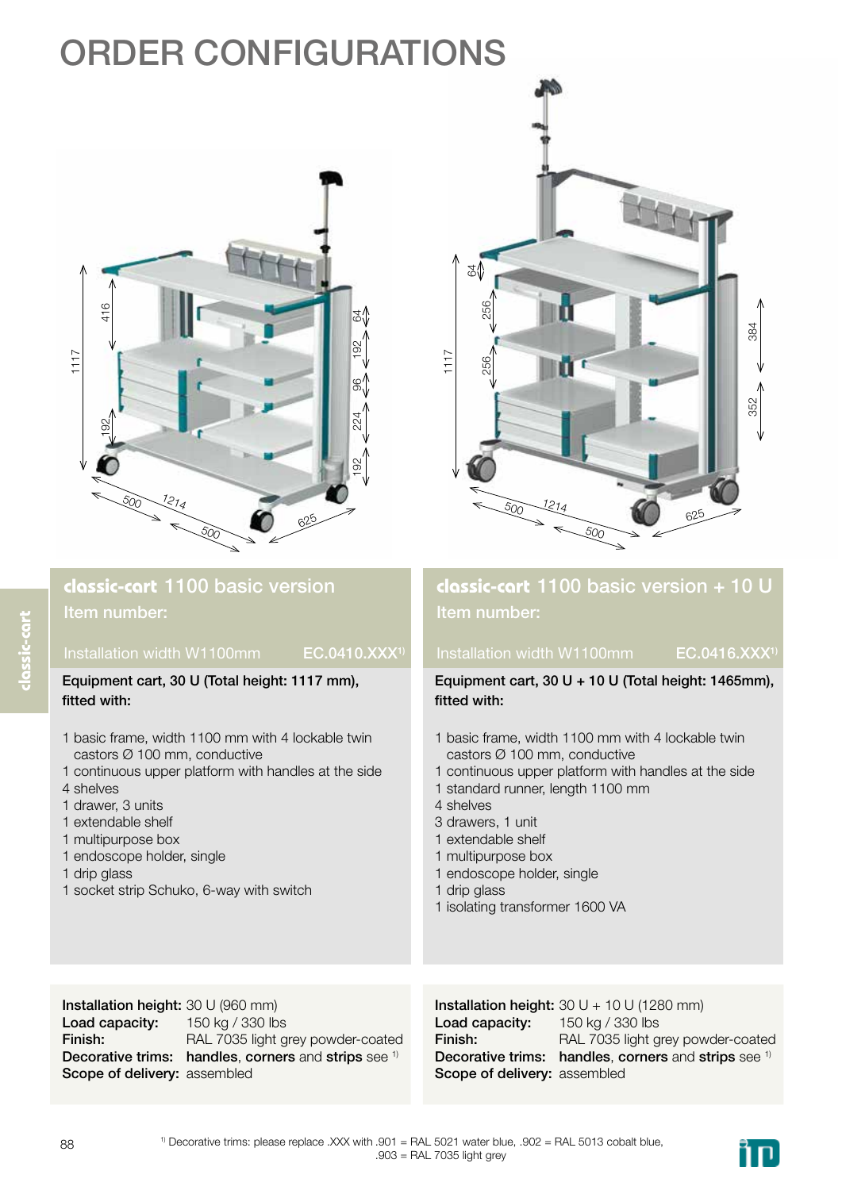# ORDER CONFIGURATIONS

## classic-cart 1100 basic version

Item number:

Installation width W1100mm EC.0410.XXX[1]

**Equipment cart, 30 U (Total height: 1117 mm), fitted with:**

- 1 basic frame, width 1100 mm with 4 lockable twin castors Ø 100 mm, conductive
- 1 continuous upper platform with handles at the side
- 4 shelves
- 1 drawer, 3 units
- 1 extendable shelf
- 1 multipurpose box
- 1 endoscope holder, single
- 1 drip glass
- 1 socket strip Schuko, 6-way with switch

**Installation height:** 30 U (960 mm)
**Load capacity:** 150 kg / 330 lbs
**Finish:** RAL 7035 light grey powder-coated
**Decorative trims:** **handles**, **corners** and **strips** see [1]
**Scope of delivery:** assembled

## classic-cart 1100 basic version + 10 U

Item number:

Installation width W1100mm EC.0416.XXX[1]

**Equipment cart, 30 U + 10 U (Total height: 1465mm), fitted with:**

- 1 basic frame, width 1100 mm with 4 lockable twin castors Ø 100 mm, conductive
- 1 continuous upper platform with handles at the side
- 1 standard runner, length 1100 mm
- 4 shelves
- 3 drawers, 1 unit
- 1 extendable shelf
- 1 multipurpose box
- 1 endoscope holder, single
- 1 drip glass
- 1 isolating transformer 1600 VA

**Installation height:** 30 U + 10 U (1280 mm)
**Load capacity:** 150 kg / 330 lbs
**Finish:** RAL 7035 light grey powder-coated
**Decorative trims:** **handles**, **corners** and **strips** see [1]
**Scope of delivery:** assembled

[1] Decorative trims: please replace .XXX with .901 = RAL 5021 water blue, .902 = RAL 5013 cobalt blue, .903 = RAL 7035 light grey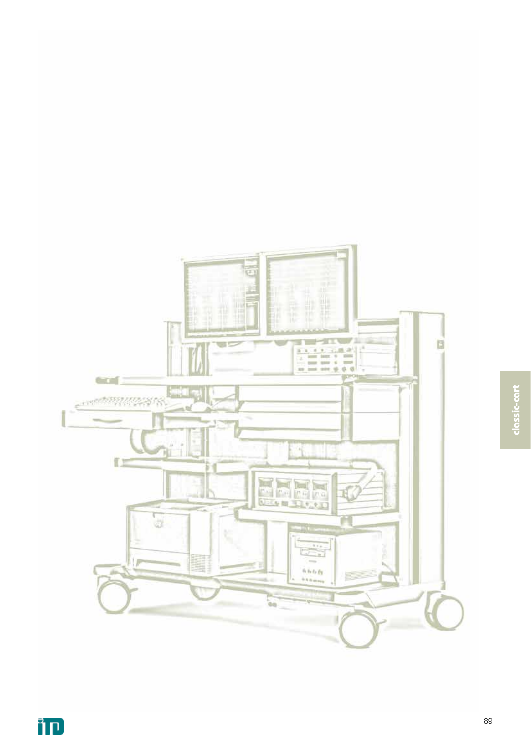classic-cart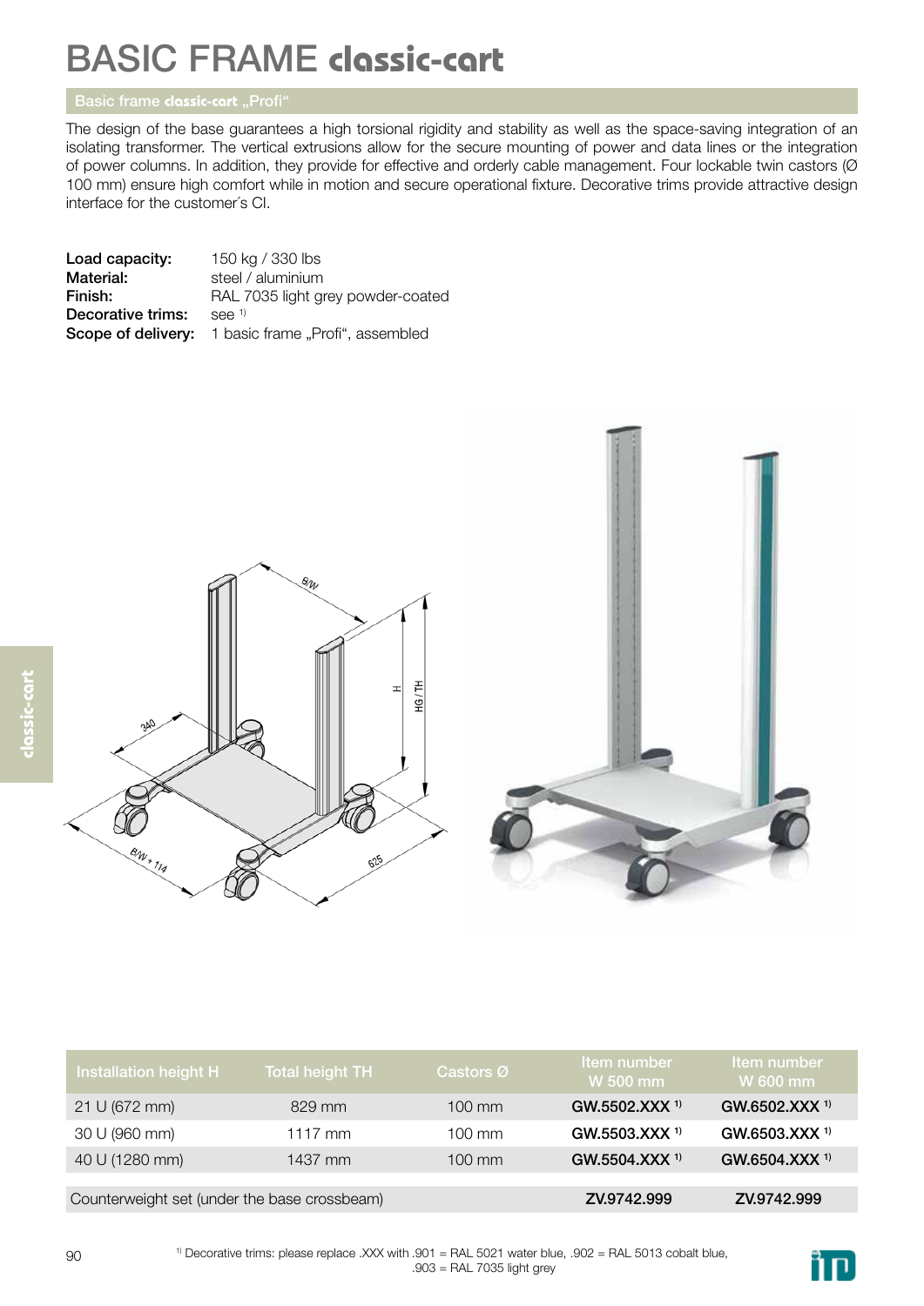# BASIC FRAME classic-cart

## Basic frame classic-cart „Profi"

The design of the base guarantees a high torsional rigidity and stability as well as the space-saving integration of an isolating transformer. The vertical extrusions allow for the secure mounting of power and data lines or the integration of power columns. In addition, they provide for effective and orderly cable management. Four lockable twin castors (Ø 100 mm) ensure high comfort while in motion and secure operational fixture. Decorative trims provide attractive design interface for the customer´s CI.

**Load capacity:** 150 kg / 330 lbs
**Material:** steel / aluminium
**Finish:** RAL 7035 light grey powder-coated
**Decorative trims:** see [1)]
**Scope of delivery:** 1 basic frame „Profi", assembled

| Installation height H | Total height TH | Castors Ø | Item number W 500 mm | Item number W 600 mm |
|---|---|---|---|---|
| 21 U (672 mm) | 829 mm | 100 mm | GW.5502.XXX [1)] | GW.6502.XXX [1)] |
| 30 U (960 mm) | 1117 mm | 100 mm | GW.5503.XXX [1)] | GW.6503.XXX [1)] |
| 40 U (1280 mm) | 1437 mm | 100 mm | GW.5504.XXX [1)] | GW.6504.XXX [1)] |
| Counterweight set (under the base crossbeam) | | | ZV.9742.999 | ZV.9742.999 |

[1)] Decorative trims: please replace .XXX with .901 = RAL 5021 water blue, .902 = RAL 5013 cobalt blue, .903 = RAL 7035 light grey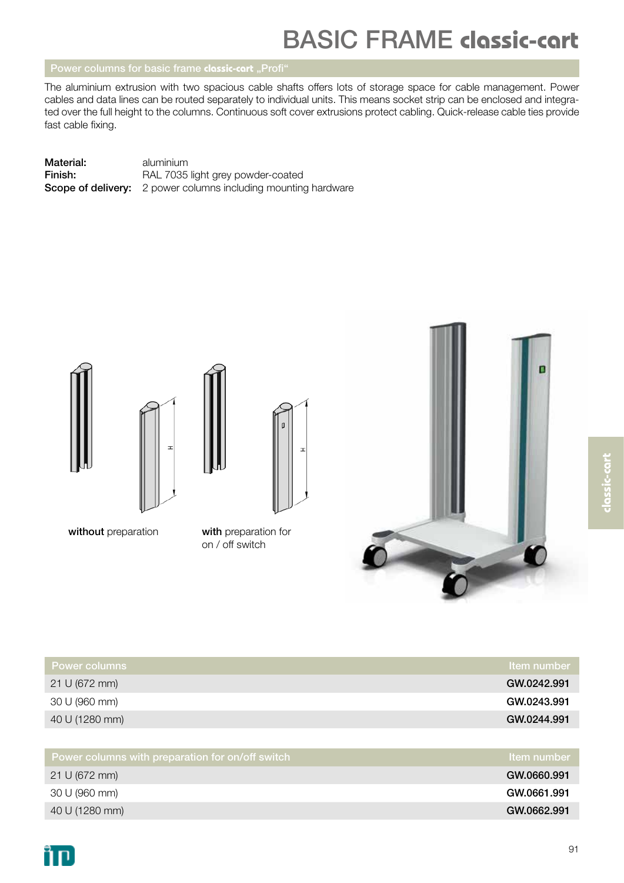# BASIC FRAME classic-cart

## Power columns for basic frame classic-cart „Profi“

The aluminium extrusion with two spacious cable shafts offers lots of storage space for cable management. Power cables and data lines can be routed separately to individual units. This means socket strip can be enclosed and integrated over the full height to the columns. Continuous soft cover extrusions protect cabling. Quick-release cable ties provide fast cable fixing.

**Material:** aluminium
**Finish:** RAL 7035 light grey powder-coated
**Scope of delivery:** 2 power columns including mounting hardware

**without** preparation

**with** preparation for on / off switch

| Power columns | Item number |
|---|---|
| 21 U (672 mm) | GW.0242.991 |
| 30 U (960 mm) | GW.0243.991 |
| 40 U (1280 mm) | GW.0244.991 |

| Power columns with preparation for on/off switch | Item number |
|---|---|
| 21 U (672 mm) | GW.0660.991 |
| 30 U (960 mm) | GW.0661.991 |
| 40 U (1280 mm) | GW.0662.991 |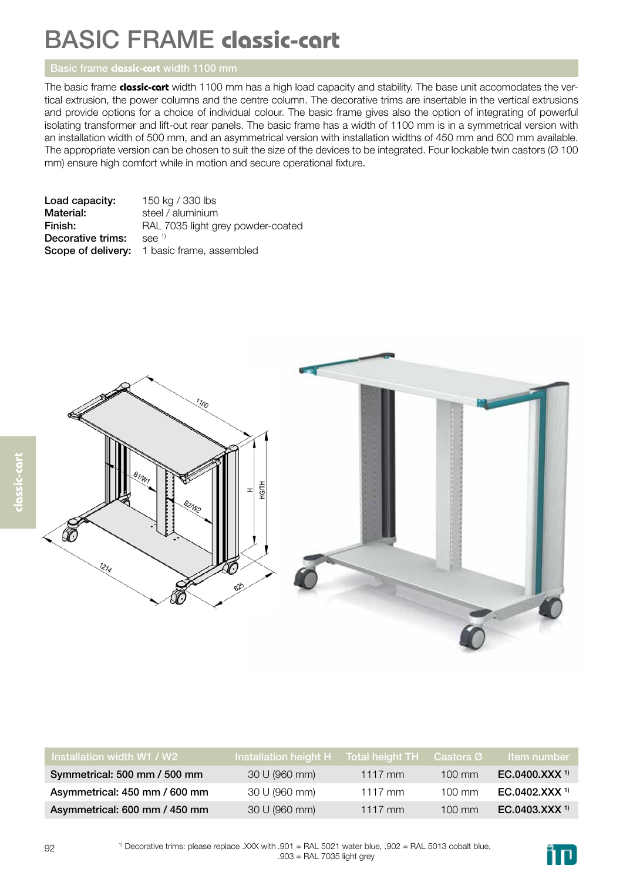# BASIC FRAME **classic-cart**

## Basic frame **classic-cart** width 1100 mm

The basic frame **classic-cart** width 1100 mm has a high load capacity and stability. The base unit accomodates the vertical extrusion, the power columns and the centre column. The decorative trims are insertable in the vertical extrusions and provide options for a choice of individual colour. The basic frame gives also the option of integrating of powerful isolating transformer and lift-out rear panels. The basic frame has a width of 1100 mm is in a symmetrical version with an installation width of 500 mm, and an asymmetrical version with installation widths of 450 mm and 600 mm available. The appropriate version can be chosen to suit the size of the devices to be integrated. Four lockable twin castors (Ø 100 mm) ensure high comfort while in motion and secure operational fixture.

**Load capacity:** 150 kg / 330 lbs
**Material:** steel / aluminium
**Finish:** RAL 7035 light grey powder-coated
**Decorative trims:** see [1)]
**Scope of delivery:** 1 basic frame, assembled

| Installation width W1 / W2 | Installation height H | Total height TH | Castors Ø | Item number |
|---|---|---|---|---|
| Symmetrical: 500 mm / 500 mm | 30 U (960 mm) | 1117 mm | 100 mm | **EC.0400.XXX** [1)] |
| Asymmetrical: 450 mm / 600 mm | 30 U (960 mm) | 1117 mm | 100 mm | **EC.0402.XXX** [1)] |
| Asymmetrical: 600 mm / 450 mm | 30 U (960 mm) | 1117 mm | 100 mm | **EC.0403.XXX** [1)] |

[1)] Decorative trims: please replace .XXX with .901 = RAL 5021 water blue, .902 = RAL 5013 cobalt blue, .903 = RAL 7035 light grey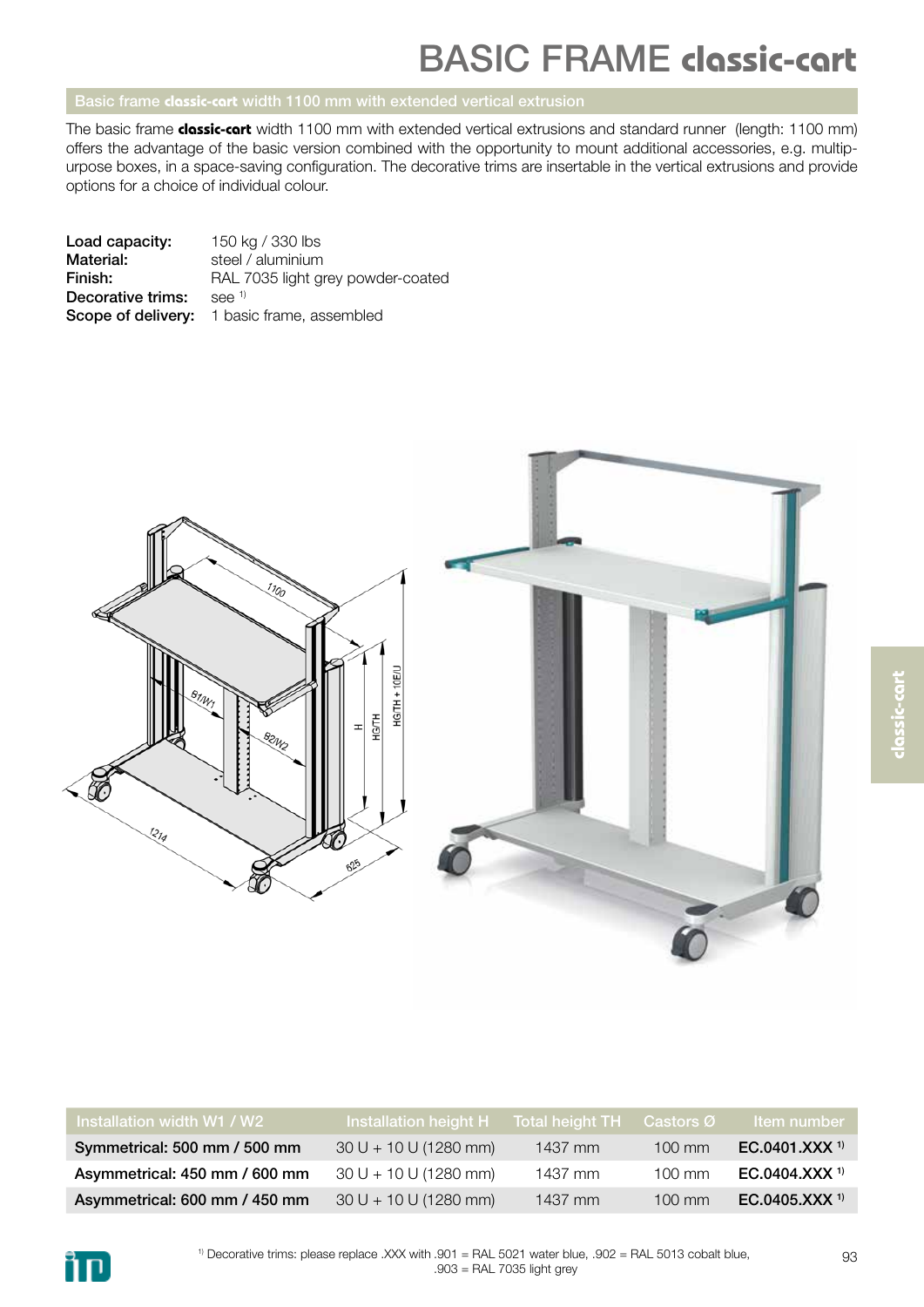# BASIC FRAME **classic-cart**

## Basic frame **classic-cart** width 1100 mm with extended vertical extrusion

The basic frame **classic-cart** width 1100 mm with extended vertical extrusions and standard runner (length: 1100 mm) offers the advantage of the basic version combined with the opportunity to mount additional accessories, e.g. multipurpose boxes, in a space-saving configuration. The decorative trims are insertable in the vertical extrusions and provide options for a choice of individual colour.

**Load capacity:** 150 kg / 330 lbs
**Material:** steel / aluminium
**Finish:** RAL 7035 light grey powder-coated
**Decorative trims:** see [1)]
**Scope of delivery:** 1 basic frame, assembled

| Installation width W1 / W2 | Installation height H | Total height TH | Castors Ø | Item number |
|---|---|---|---|---|
| Symmetrical: 500 mm / 500 mm | 30 U + 10 U (1280 mm) | 1437 mm | 100 mm | **EC.0401.XXX** [1)] |
| Asymmetrical: 450 mm / 600 mm | 30 U + 10 U (1280 mm) | 1437 mm | 100 mm | **EC.0404.XXX** [1)] |
| Asymmetrical: 600 mm / 450 mm | 30 U + 10 U (1280 mm) | 1437 mm | 100 mm | **EC.0405.XXX** [1)] |

[1)] Decorative trims: please replace .XXX with .901 = RAL 5021 water blue, .902 = RAL 5013 cobalt blue, .903 = RAL 7035 light grey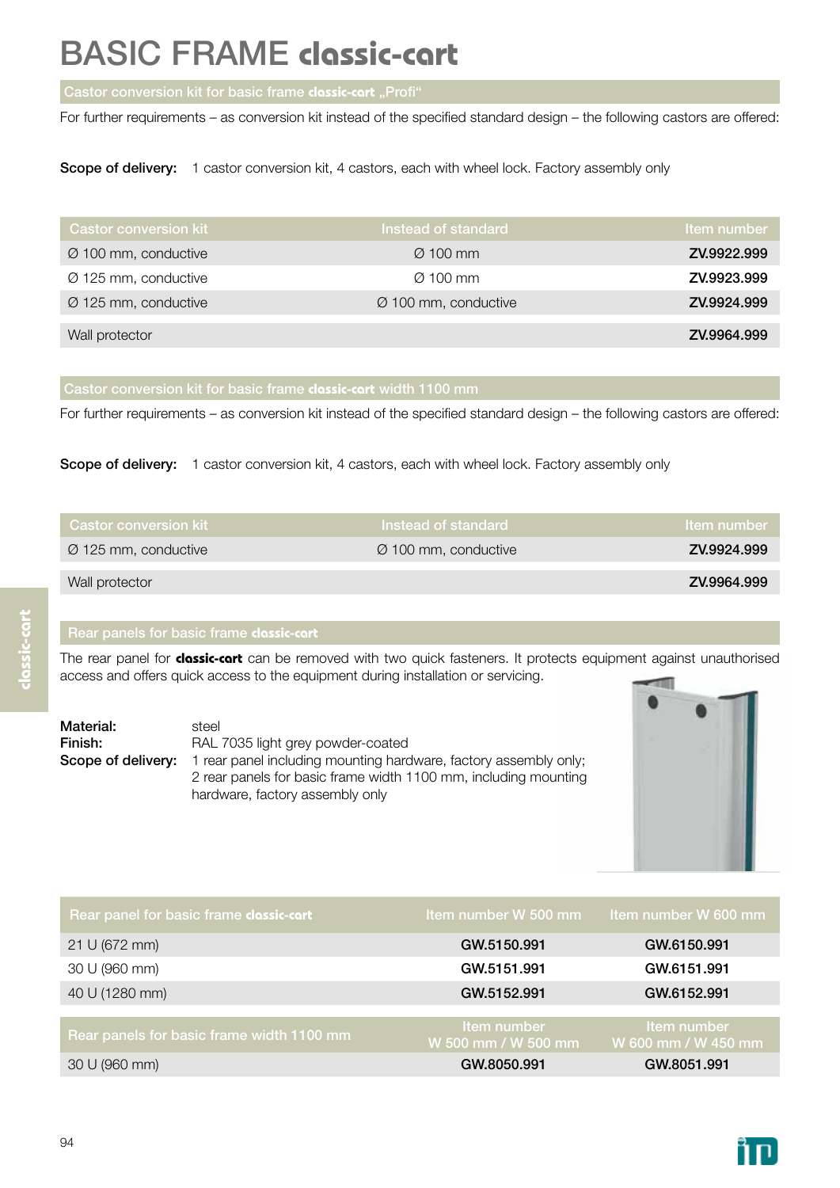# BASIC FRAME classic-cart

## Castor conversion kit for basic frame classic-cart „Profi"

For further requirements – as conversion kit instead of the specified standard design – the following castors are offered:

**Scope of delivery:** 1 castor conversion kit, 4 castors, each with wheel lock. Factory assembly only

| Castor conversion kit | Instead of standard | Item number |
|---|---|---|
| Ø 100 mm, conductive | Ø 100 mm | **ZV.9922.999** |
| Ø 125 mm, conductive | Ø 100 mm | **ZV.9923.999** |
| Ø 125 mm, conductive | Ø 100 mm, conductive | **ZV.9924.999** |
| Wall protector | | **ZV.9964.999** |

## Castor conversion kit for basic frame classic-cart width 1100 mm

For further requirements – as conversion kit instead of the specified standard design – the following castors are offered:

**Scope of delivery:** 1 castor conversion kit, 4 castors, each with wheel lock. Factory assembly only

| Castor conversion kit | Instead of standard | Item number |
|---|---|---|
| Ø 125 mm, conductive | Ø 100 mm, conductive | **ZV.9924.999** |
| Wall protector | | **ZV.9964.999** |

## Rear panels for basic frame classic-cart

The rear panel for **classic-cart** can be removed with two quick fasteners. It protects equipment against unauthorised access and offers quick access to the equipment during installation or servicing.

**Material:** steel
**Finish:** RAL 7035 light grey powder-coated
**Scope of delivery:** 1 rear panel including mounting hardware, factory assembly only; 2 rear panels for basic frame width 1100 mm, including mounting hardware, factory assembly only

| Rear panel for basic frame classic-cart | Item number W 500 mm | Item number W 600 mm |
|---|---|---|
| 21 U (672 mm) | **GW.5150.991** | **GW.6150.991** |
| 30 U (960 mm) | **GW.5151.991** | **GW.6151.991** |
| 40 U (1280 mm) | **GW.5152.991** | **GW.6152.991** |

| Rear panels for basic frame width 1100 mm | Item number W 500 mm / W 500 mm | Item number W 600 mm / W 450 mm |
|---|---|---|
| 30 U (960 mm) | **GW.8050.991** | **GW.8051.991** |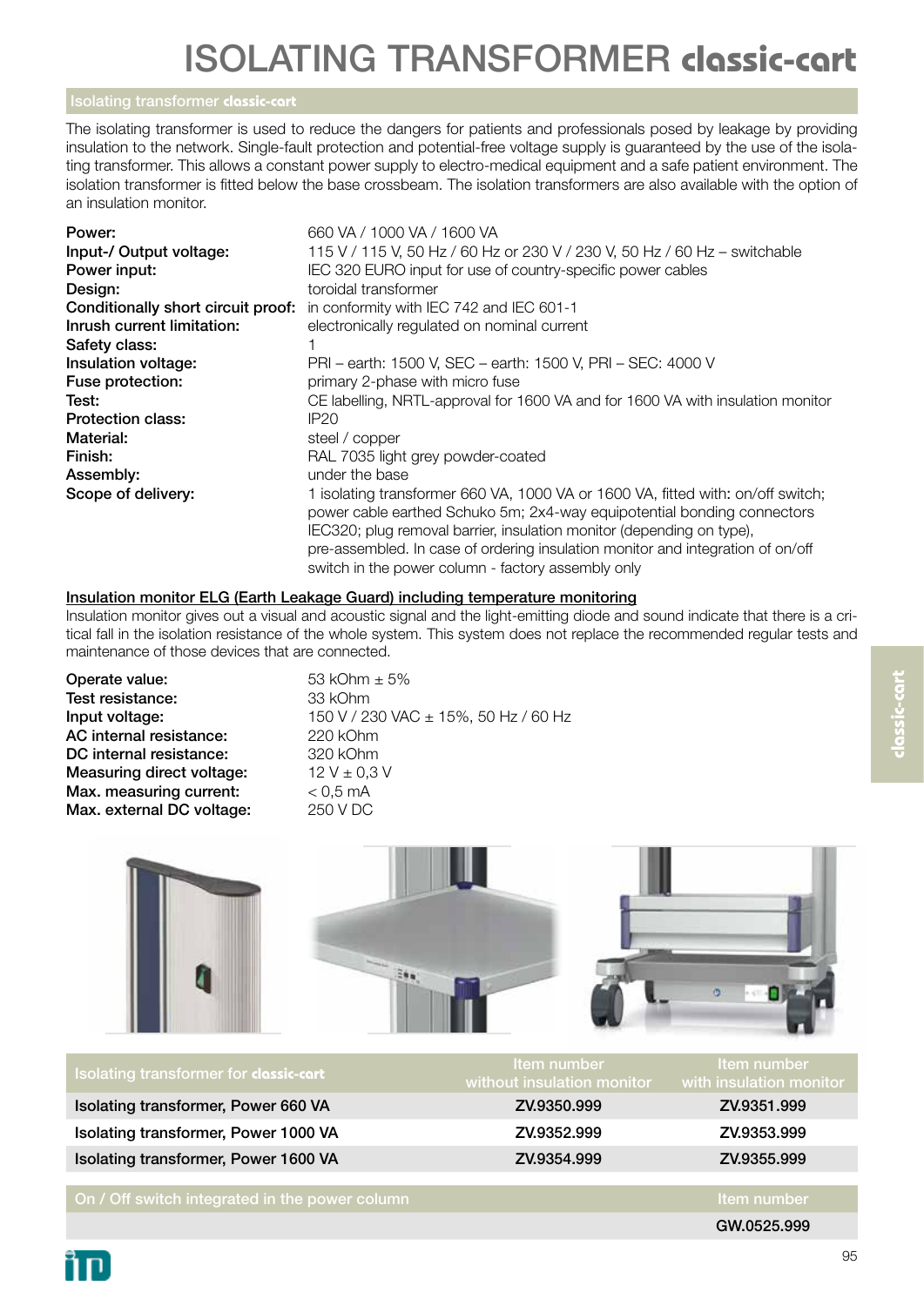# ISOLATING TRANSFORMER **classic-cart**

## Isolating transformer **classic-cart**

The isolating transformer is used to reduce the dangers for patients and professionals posed by leakage by providing insulation to the network. Single-fault protection and potential-free voltage supply is guaranteed by the use of the isolating transformer. This allows a constant power supply to electro-medical equipment and a safe patient environment. The isolation transformer is fitted below the base crossbeam. The isolation transformers are also available with the option of an insulation monitor.

| | |
|---|---|
| **Power:** | 660 VA / 1000 VA / 1600 VA |
| **Input-/ Output voltage:** | 115 V / 115 V, 50 Hz / 60 Hz or 230 V / 230 V, 50 Hz / 60 Hz – switchable |
| **Power input:** | IEC 320 EURO input for use of country-specific power cables |
| **Design:** | toroidal transformer |
| **Conditionally short circuit proof:** | in conformity with IEC 742 and IEC 601-1 |
| **Inrush current limitation:** | electronically regulated on nominal current |
| **Safety class:** | 1 |
| **Insulation voltage:** | PRI – earth: 1500 V, SEC – earth: 1500 V, PRI – SEC: 4000 V |
| **Fuse protection:** | primary 2-phase with micro fuse |
| **Test:** | CE labelling, NRTL-approval for 1600 VA and for 1600 VA with insulation monitor |
| **Protection class:** | IP20 |
| **Material:** | steel / copper |
| **Finish:** | RAL 7035 light grey powder-coated |
| **Assembly:** | under the base |
| **Scope of delivery:** | 1 isolating transformer 660 VA, 1000 VA or 1600 VA, fitted with: on/off switch; power cable earthed Schuko 5m; 2x4-way equipotential bonding connectors IEC320; plug removal barrier, insulation monitor (depending on type), pre-assembled. In case of ordering insulation monitor and integration of on/off switch in the power column - factory assembly only |

### Insulation monitor ELG (Earth Leakage Guard) including temperature monitoring

Insulation monitor gives out a visual and acoustic signal and the light-emitting diode and sound indicate that there is a critical fall in the isolation resistance of the whole system. This system does not replace the recommended regular tests and maintenance of those devices that are connected.

| | |
|---|---|
| **Operate value:** | 53 kOhm ± 5% |
| **Test resistance:** | 33 kOhm |
| **Input voltage:** | 150 V / 230 VAC ± 15%, 50 Hz / 60 Hz |
| **AC internal resistance:** | 220 kOhm |
| **DC internal resistance:** | 320 kOhm |
| **Measuring direct voltage:** | 12 V ± 0,3 V |
| **Max. measuring current:** | < 0,5 mA |
| **Max. external DC voltage:** | 250 V DC |

| Isolating transformer for **classic-cart** | Item number without insulation monitor | Item number with insulation monitor |
|---|---|---|
| Isolating transformer, Power 660 VA | ZV.9350.999 | ZV.9351.999 |
| Isolating transformer, Power 1000 VA | ZV.9352.999 | ZV.9353.999 |
| Isolating transformer, Power 1600 VA | ZV.9354.999 | ZV.9355.999 |

| On / Off switch integrated in the power column | Item number |
|---|---|
| | GW.0525.999 |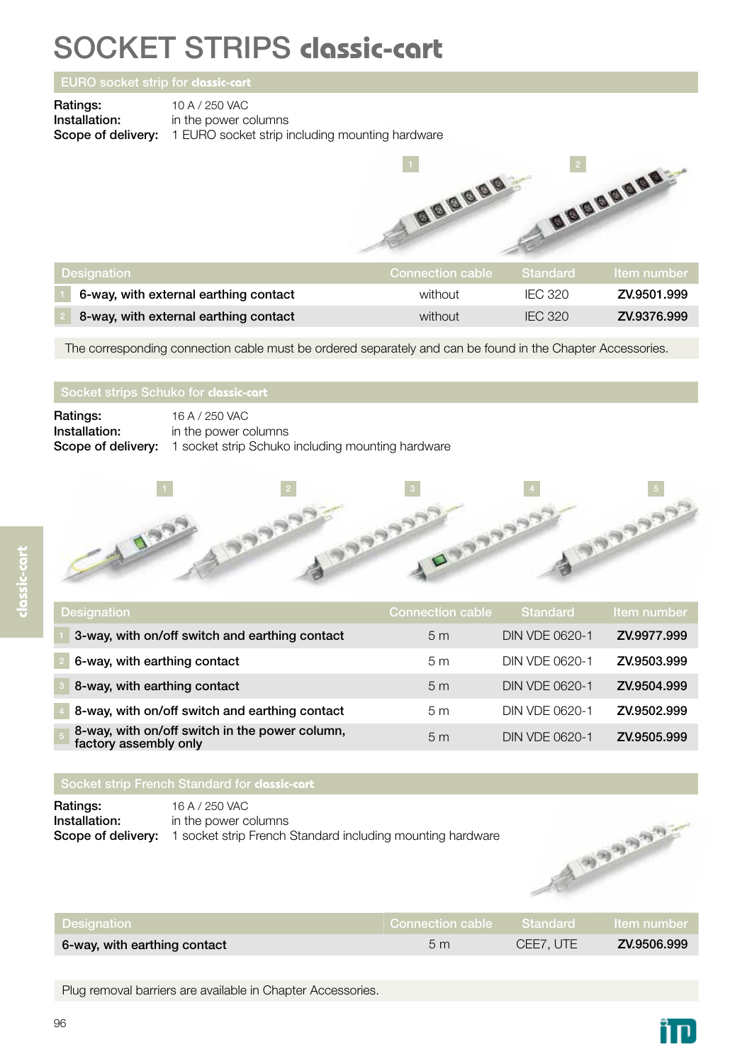# SOCKET STRIPS classic-cart

## EURO socket strip for classic-cart

**Ratings:** 10 A / 250 VAC
**Installation:** in the power columns
**Scope of delivery:** 1 EURO socket strip including mounting hardware

| | Designation | Connection cable | Standard | Item number |
|---|---|---|---|---|
| 1 | 6-way, with external earthing contact | without | IEC 320 | ZV.9501.999 |
| 2 | 8-way, with external earthing contact | without | IEC 320 | ZV.9376.999 |

The corresponding connection cable must be ordered separately and can be found in the Chapter Accessories.

## Socket strips Schuko for classic-cart

**Ratings:** 16 A / 250 VAC
**Installation:** in the power columns
**Scope of delivery:** 1 socket strip Schuko including mounting hardware

| | Designation | Connection cable | Standard | Item number |
|---|---|---|---|---|
| 1 | 3-way, with on/off switch and earthing contact | 5 m | DIN VDE 0620-1 | ZV.9977.999 |
| 2 | 6-way, with earthing contact | 5 m | DIN VDE 0620-1 | ZV.9503.999 |
| 3 | 8-way, with earthing contact | 5 m | DIN VDE 0620-1 | ZV.9504.999 |
| 4 | 8-way, with on/off switch and earthing contact | 5 m | DIN VDE 0620-1 | ZV.9502.999 |
| 5 | 8-way, with on/off switch in the power column, factory assembly only | 5 m | DIN VDE 0620-1 | ZV.9505.999 |

## Socket strip French Standard for classic-cart

**Ratings:** 16 A / 250 VAC
**Installation:** in the power columns
**Scope of delivery:** 1 socket strip French Standard including mounting hardware

| Designation | Connection cable | Standard | Item number |
|---|---|---|---|
| 6-way, with earthing contact | 5 m | CEE7, UTE | ZV.9506.999 |

Plug removal barriers are available in Chapter Accessories.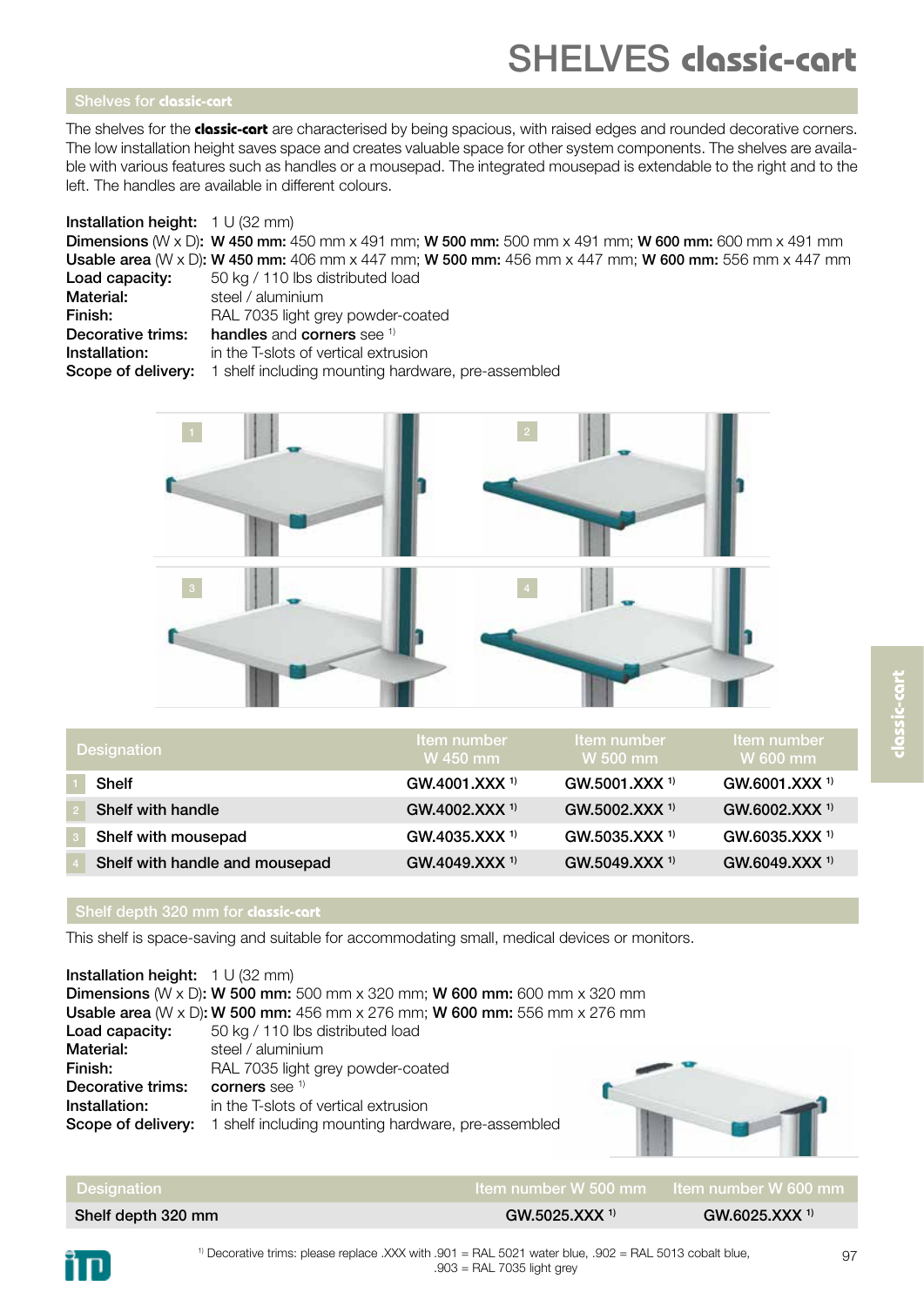# SHELVES classic-cart

## Shelves for classic-cart

The shelves for the **classic-cart** are characterised by being spacious, with raised edges and rounded decorative corners. The low installation height saves space and creates valuable space for other system components. The shelves are available with various features such as handles or a mousepad. The integrated mousepad is extendable to the right and to the left. The handles are available in different colours.

**Installation height:** 1 U (32 mm)
**Dimensions** (W x D)**: W 450 mm:** 450 mm x 491 mm; **W 500 mm:** 500 mm x 491 mm; **W 600 mm:** 600 mm x 491 mm
**Usable area** (W x D)**: W 450 mm:** 406 mm x 447 mm; **W 500 mm:** 456 mm x 447 mm; **W 600 mm:** 556 mm x 447 mm
**Load capacity:** 50 kg / 110 lbs distributed load
**Material:** steel / aluminium
**Finish:** RAL 7035 light grey powder-coated
**Decorative trims:** **handles** and **corners** see [1]
**Installation:** in the T-slots of vertical extrusion
**Scope of delivery:** 1 shelf including mounting hardware, pre-assembled

| | Designation | Item number W 450 mm | Item number W 500 mm | Item number W 600 mm |
|---|---|---|---|---|
| 1 | Shelf | GW.4001.XXX [1] | GW.5001.XXX [1] | GW.6001.XXX [1] |
| 2 | Shelf with handle | GW.4002.XXX [1] | GW.5002.XXX [1] | GW.6002.XXX [1] |
| 3 | Shelf with mousepad | GW.4035.XXX [1] | GW.5035.XXX [1] | GW.6035.XXX [1] |
| 4 | Shelf with handle and mousepad | GW.4049.XXX [1] | GW.5049.XXX [1] | GW.6049.XXX [1] |

## Shelf depth 320 mm for classic-cart

This shelf is space-saving and suitable for accommodating small, medical devices or monitors.

**Installation height:** 1 U (32 mm)
**Dimensions** (W x D)**: W 500 mm:** 500 mm x 320 mm; **W 600 mm:** 600 mm x 320 mm
**Usable area** (W x D)**: W 500 mm:** 456 mm x 276 mm; **W 600 mm:** 556 mm x 276 mm
**Load capacity:** 50 kg / 110 lbs distributed load
**Material:** steel / aluminium
**Finish:** RAL 7035 light grey powder-coated
**Decorative trims:** corners see [1]
**Installation:** in the T-slots of vertical extrusion
**Scope of delivery:** 1 shelf including mounting hardware, pre-assembled

| Designation | Item number W 500 mm | Item number W 600 mm |
|---|---|---|
| Shelf depth 320 mm | GW.5025.XXX [1] | GW.6025.XXX [1] |

[1] Decorative trims: please replace .XXX with .901 = RAL 5021 water blue, .902 = RAL 5013 cobalt blue, .903 = RAL 7035 light grey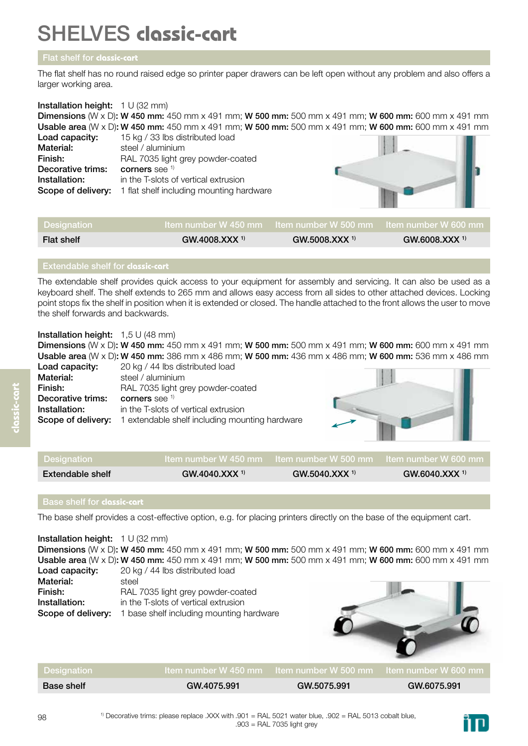# SHELVES classic-cart

## Flat shelf for classic-cart

The flat shelf has no round raised edge so printer paper drawers can be left open without any problem and also offers a larger working area.

**Installation height:** 1 U (32 mm)
**Dimensions** (W x D)**: W 450 mm:** 450 mm x 491 mm; **W 500 mm:** 500 mm x 491 mm; **W 600 mm:** 600 mm x 491 mm
**Usable area** (W x D)**: W 450 mm:** 450 mm x 491 mm; **W 500 mm:** 500 mm x 491 mm; **W 600 mm:** 600 mm x 491 mm
**Load capacity:** 15 kg / 33 lbs distributed load
**Material:** steel / aluminium
**Finish:** RAL 7035 light grey powder-coated
**Decorative trims:** corners see [1]
**Installation:** in the T-slots of vertical extrusion
**Scope of delivery:** 1 flat shelf including mounting hardware

| Designation | Item number W 450 mm | Item number W 500 mm | Item number W 600 mm |
|---|---|---|---|
| Flat shelf | GW.4008.XXX [1] | GW.5008.XXX [1] | GW.6008.XXX [1] |

## Extendable shelf for classic-cart

The extendable shelf provides quick access to your equipment for assembly and servicing. It can also be used as a keyboard shelf. The shelf extends to 265 mm and allows easy access from all sides to other attached devices. Locking point stops fix the shelf in position when it is extended or closed. The handle attached to the front allows the user to move the shelf forwards and backwards.

**Installation height:** 1,5 U (48 mm)
**Dimensions** (W x D)**: W 450 mm:** 450 mm x 491 mm; **W 500 mm:** 500 mm x 491 mm; **W 600 mm:** 600 mm x 491 mm
**Usable area** (W x D)**: W 450 mm:** 386 mm x 486 mm; **W 500 mm:** 436 mm x 486 mm; **W 600 mm:** 536 mm x 486 mm
**Load capacity:** 20 kg / 44 lbs distributed load
**Material:** steel / aluminium
**Finish:** RAL 7035 light grey powder-coated
**Decorative trims:** corners see [1]
**Installation:** in the T-slots of vertical extrusion
**Scope of delivery:** 1 extendable shelf including mounting hardware

| Designation | Item number W 450 mm | Item number W 500 mm | Item number W 600 mm |
|---|---|---|---|
| Extendable shelf | GW.4040.XXX [1] | GW.5040.XXX [1] | GW.6040.XXX [1] |

## Base shelf for classic-cart

The base shelf provides a cost-effective option, e.g. for placing printers directly on the base of the equipment cart.

**Installation height:** 1 U (32 mm)
**Dimensions** (W x D)**: W 450 mm:** 450 mm x 491 mm; **W 500 mm:** 500 mm x 491 mm; **W 600 mm:** 600 mm x 491 mm
**Usable area** (W x D)**: W 450 mm:** 450 mm x 491 mm; **W 500 mm:** 500 mm x 491 mm; **W 600 mm:** 600 mm x 491 mm
**Load capacity:** 20 kg / 44 lbs distributed load
**Material:** steel
**Finish:** RAL 7035 light grey powder-coated
**Installation:** in the T-slots of vertical extrusion
**Scope of delivery:** 1 base shelf including mounting hardware

| Designation | Item number W 450 mm | Item number W 500 mm | Item number W 600 mm |
|---|---|---|---|
| Base shelf | GW.4075.991 | GW.5075.991 | GW.6075.991 |

[1] Decorative trims: please replace .XXX with .901 = RAL 5021 water blue, .902 = RAL 5013 cobalt blue, .903 = RAL 7035 light grey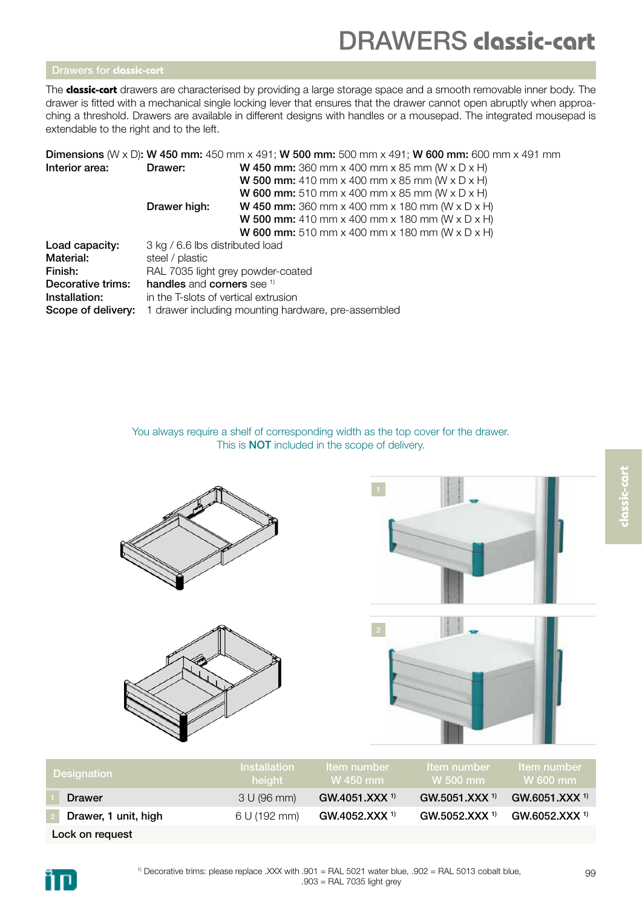# DRAWERS classic-cart

## Drawers for classic-cart

The **classic-cart** drawers are characterised by providing a large storage space and a smooth removable inner body. The drawer is fitted with a mechanical single locking lever that ensures that the drawer cannot open abruptly when approaching a threshold. Drawers are available in different designs with handles or a mousepad. The integrated mousepad is extendable to the right and to the left.

**Dimensions** (W x D)**: W 450 mm:** 450 mm x 491; **W 500 mm:** 500 mm x 491; **W 600 mm:** 600 mm x 491 mm

**Interior area:**
- **Drawer:**
  - **W 450 mm:** 360 mm x 400 mm x 85 mm (W x D x H)
  - **W 500 mm:** 410 mm x 400 mm x 85 mm (W x D x H)
  - **W 600 mm:** 510 mm x 400 mm x 85 mm (W x D x H)
- **Drawer high:**
  - **W 450 mm:** 360 mm x 400 mm x 180 mm (W x D x H)
  - **W 500 mm:** 410 mm x 400 mm x 180 mm (W x D x H)
  - **W 600 mm:** 510 mm x 400 mm x 180 mm (W x D x H)

**Load capacity:** 3 kg / 6.6 lbs distributed load
**Material:** steel / plastic
**Finish:** RAL 7035 light grey powder-coated
**Decorative trims:** **handles** and **corners** see [1)]
**Installation:** in the T-slots of vertical extrusion
**Scope of delivery:** 1 drawer including mounting hardware, pre-assembled

You always require a shelf of corresponding width as the top cover for the drawer.
This is **NOT** included in the scope of delivery.

| | Designation | Installation height | Item number W 450 mm | Item number W 500 mm | Item number W 600 mm |
|---|---|---|---|---|---|
| 1 | Drawer | 3 U (96 mm) | GW.4051.XXX [1)] | GW.5051.XXX [1)] | GW.6051.XXX [1)] |
| 2 | Drawer, 1 unit, high | 6 U (192 mm) | GW.4052.XXX [1)] | GW.5052.XXX [1)] | GW.6052.XXX [1)] |
| | Lock on request | | | | |

[1)] Decorative trims: please replace .XXX with .901 = RAL 5021 water blue, .902 = RAL 5013 cobalt blue, .903 = RAL 7035 light grey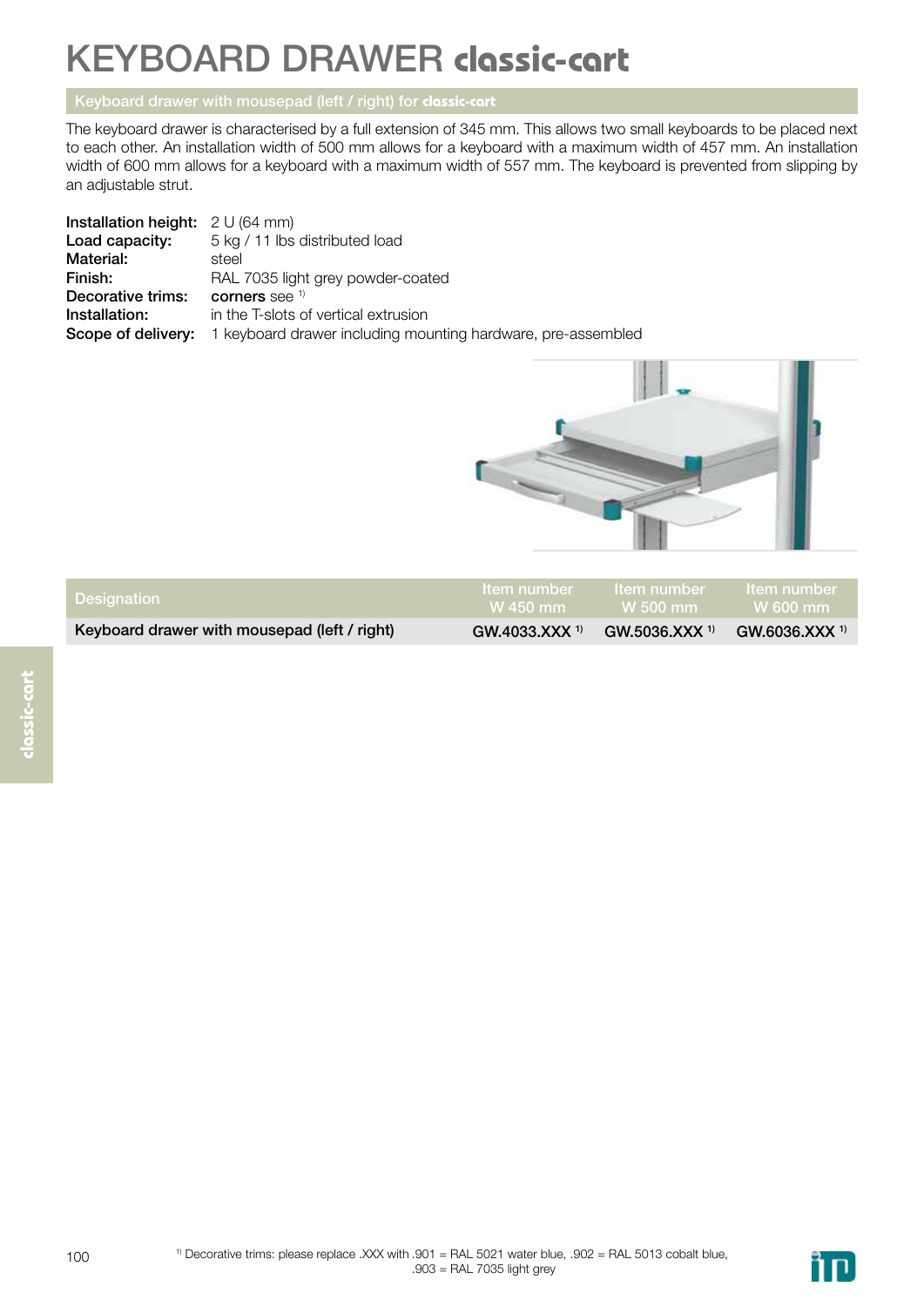# KEYBOARD DRAWER classic-cart

## Keyboard drawer with mousepad (left / right) for classic-cart

The keyboard drawer is characterised by a full extension of 345 mm. This allows two small keyboards to be placed next to each other. An installation width of 500 mm allows for a keyboard with a maximum width of 457 mm. An installation width of 600 mm allows for a keyboard with a maximum width of 557 mm. The keyboard is prevented from slipping by an adjustable strut.

**Installation height:** 2 U (64 mm)
**Load capacity:** 5 kg / 11 lbs distributed load
**Material:** steel
**Finish:** RAL 7035 light grey powder-coated
**Decorative trims:** **corners** see [1)]
**Installation:** in the T-slots of vertical extrusion
**Scope of delivery:** 1 keyboard drawer including mounting hardware, pre-assembled

| Designation | Item number W 450 mm | Item number W 500 mm | Item number W 600 mm |
|---|---|---|---|
| Keyboard drawer with mousepad (left / right) | GW.4033.XXX [1)] | GW.5036.XXX [1)] | GW.6036.XXX [1)] |

[1)] Decorative trims: please replace .XXX with .901 = RAL 5021 water blue, .902 = RAL 5013 cobalt blue, .903 = RAL 7035 light grey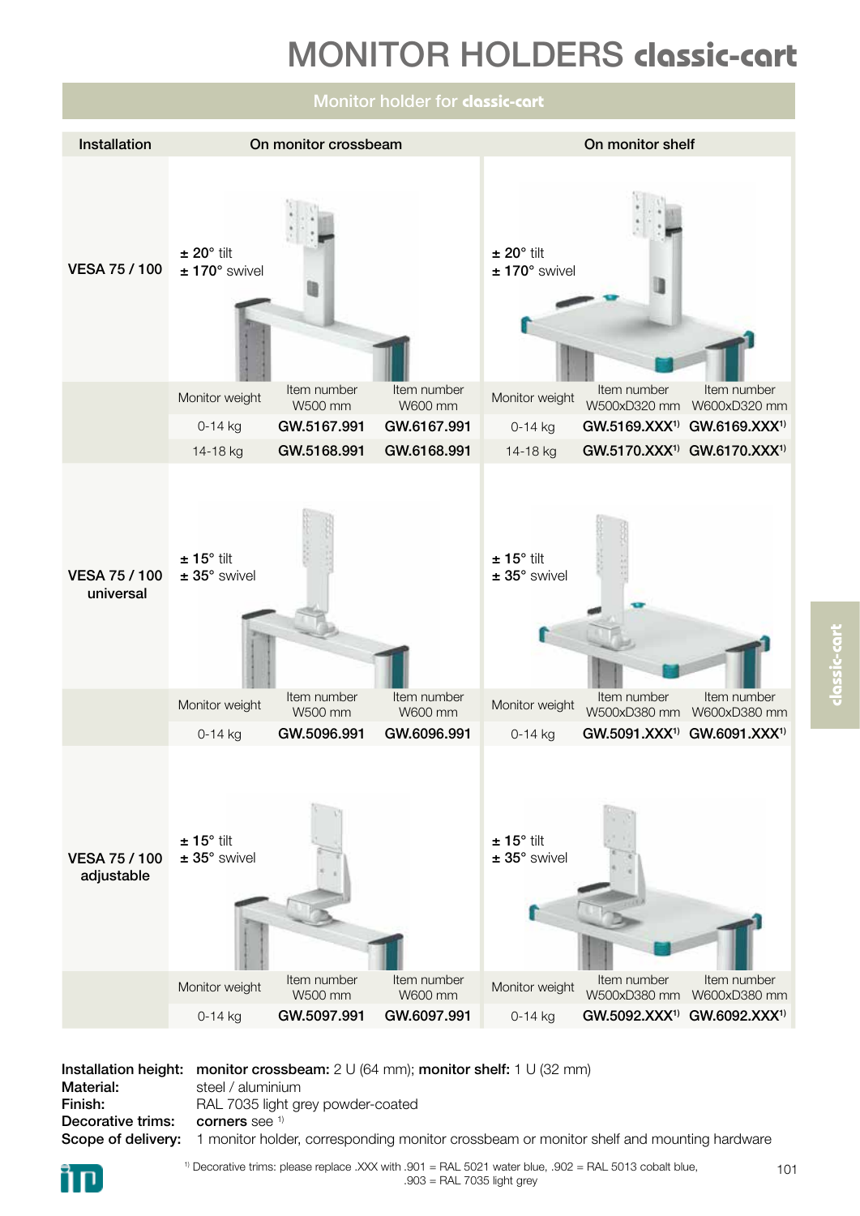# MONITOR HOLDERS classic-cart

## Monitor holder for classic-cart

| Installation | On monitor crossbeam | | | On monitor shelf | | |
|---|---|---|---|---|---|---|
| VESA 75 / 100 | ± 20° tilt<br>± 170° swivel | | | ± 20° tilt<br>± 170° swivel | | |
| | Monitor weight | Item number W500 mm | Item number W600 mm | Monitor weight | Item number W500xD320 mm | Item number W600xD320 mm |
| | 0-14 kg | GW.5167.991 | GW.6167.991 | 0-14 kg | GW.5169.XXX[1] | GW.6169.XXX[1] |
| | 14-18 kg | GW.5168.991 | GW.6168.991 | 14-18 kg | GW.5170.XXX[1] | GW.6170.XXX[1] |
| VESA 75 / 100 universal | ± 15° tilt<br>± 35° swivel | | | ± 15° tilt<br>± 35° swivel | | |
| | Monitor weight | Item number W500 mm | Item number W600 mm | Monitor weight | Item number W500xD380 mm | Item number W600xD380 mm |
| | 0-14 kg | GW.5096.991 | GW.6096.991 | 0-14 kg | GW.5091.XXX[1] | GW.6091.XXX[1] |
| VESA 75 / 100 adjustable | ± 15° tilt<br>± 35° swivel | | | ± 15° tilt<br>± 35° swivel | | |
| | Monitor weight | Item number W500 mm | Item number W600 mm | Monitor weight | Item number W500xD380 mm | Item number W600xD380 mm |
| | 0-14 kg | GW.5097.991 | GW.6097.991 | 0-14 kg | GW.5092.XXX[1] | GW.6092.XXX[1] |

**Installation height:** **monitor crossbeam:** 2 U (64 mm); **monitor shelf:** 1 U (32 mm)
**Material:** steel / aluminium
**Finish:** RAL 7035 light grey powder-coated
**Decorative trims:** corners see [1]
**Scope of delivery:** 1 monitor holder, corresponding monitor crossbeam or monitor shelf and mounting hardware

[1] Decorative trims: please replace .XXX with .901 = RAL 5021 water blue, .902 = RAL 5013 cobalt blue, .903 = RAL 7035 light grey